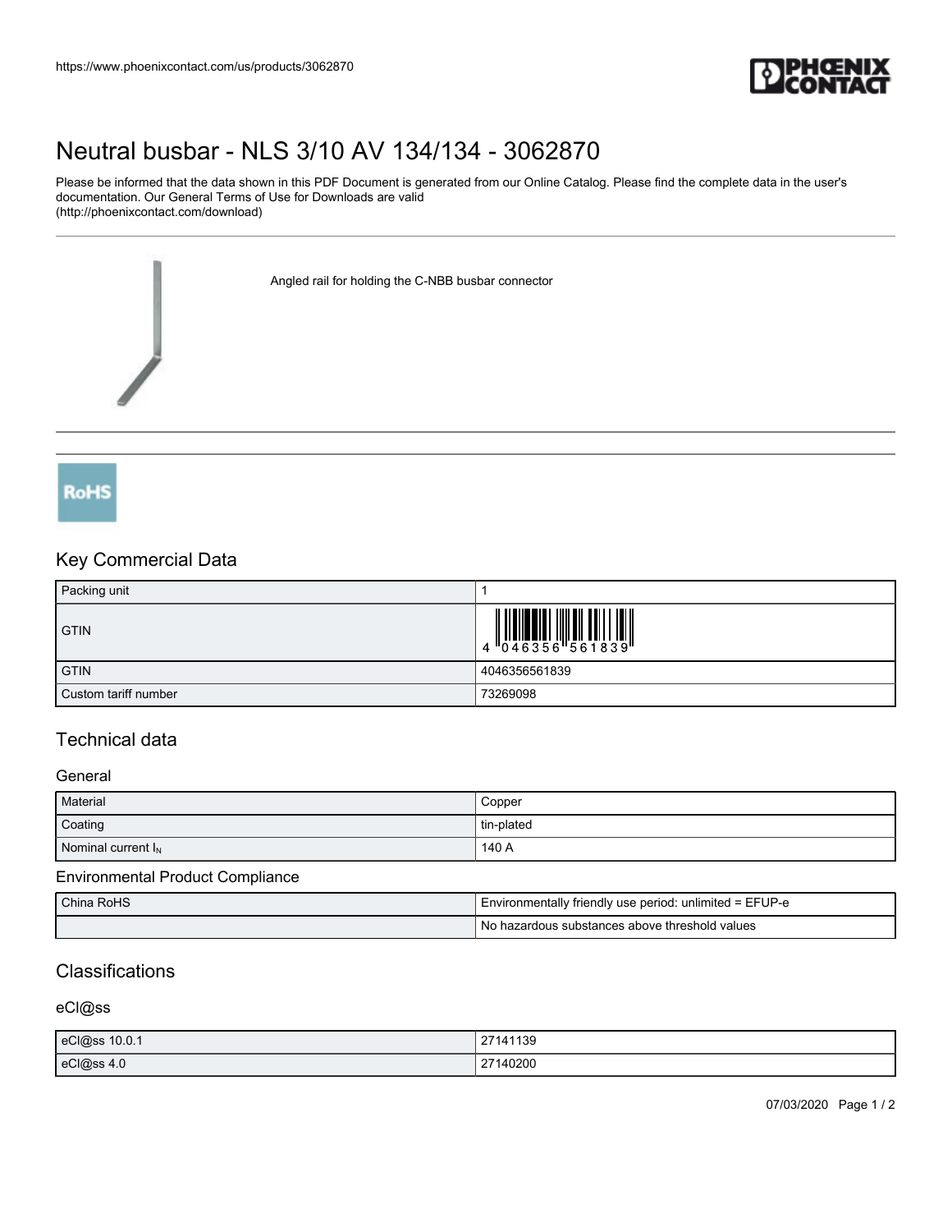https://www.phoenixcontact.com/us/products/3062870

# Neutral busbar - NLS 3/10 AV 134/134 - 3062870

Please be informed that the data shown in this PDF Document is generated from our Online Catalog. Please find the complete data in the user's documentation. Our General Terms of Use for Downloads are valid (http://phoenixcontact.com/download)

Angled rail for holding the C-NBB busbar connector

RoHS

## Key Commercial Data

| Packing unit | 1 |
|---|---|
| GTIN | 4 046356 561839 |
| GTIN | 4046356561839 |
| Custom tariff number | 73269098 |

## Technical data

### General

| Material | Copper |
|---|---|
| Coating | tin-plated |
| Nominal current $I_N$ | 140 A |

### Environmental Product Compliance

| China RoHS | Environmentally friendly use period: unlimited = EFUP-e |
|---|---|
| | No hazardous substances above threshold values |

## Classifications

### eCl@ss

| eCl@ss 10.0.1 | 27141139 |
|---|---|
| eCl@ss 4.0 | 27140200 |

07/03/2020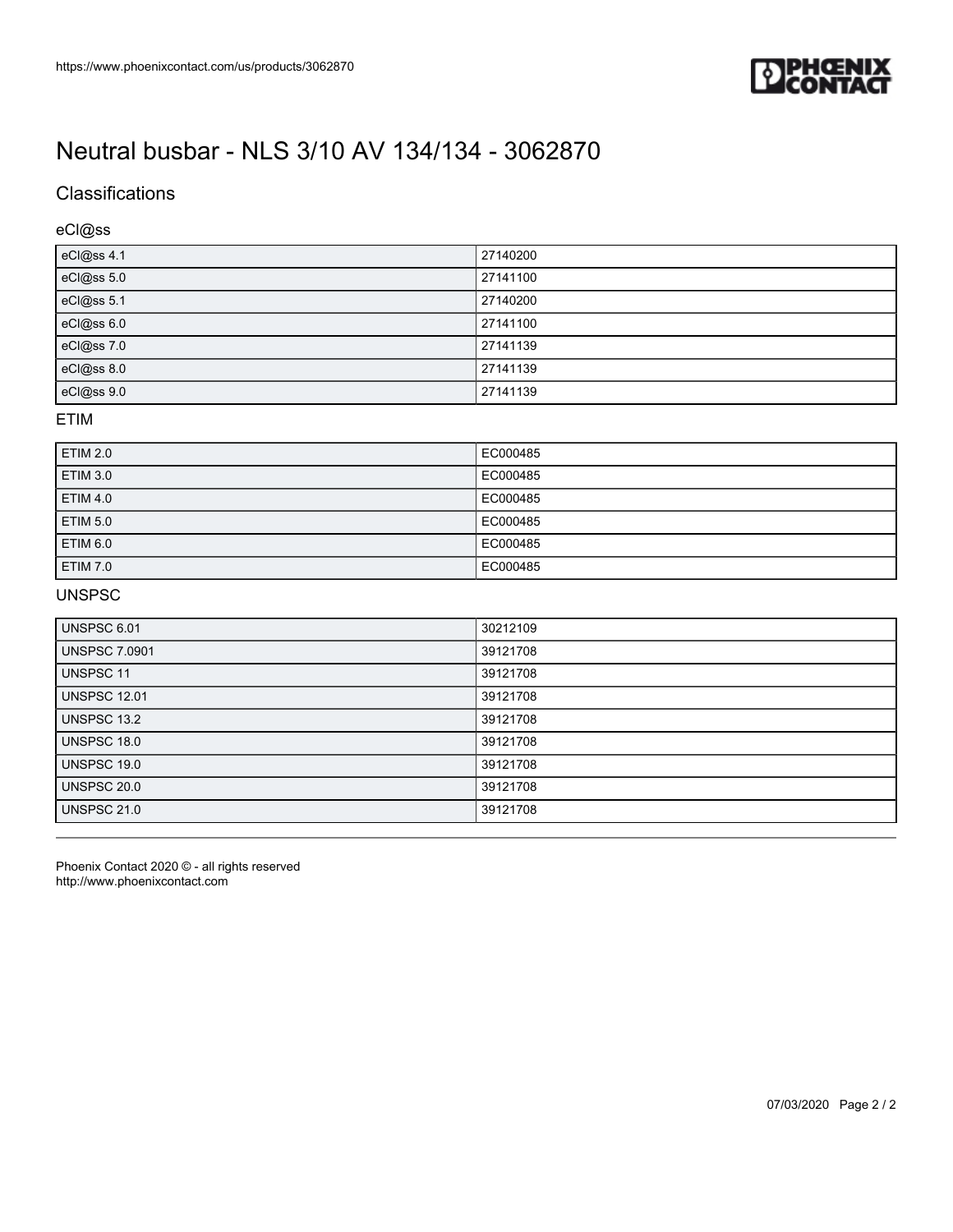# Neutral busbar - NLS 3/10 AV 134/134 - 3062870

## Classifications

### eCl@ss

| | |
|---|---|
| eCl@ss 4.1 | 27140200 |
| eCl@ss 5.0 | 27141100 |
| eCl@ss 5.1 | 27140200 |
| eCl@ss 6.0 | 27141100 |
| eCl@ss 7.0 | 27141139 |
| eCl@ss 8.0 | 27141139 |
| eCl@ss 9.0 | 27141139 |

### ETIM

| | |
|---|---|
| ETIM 2.0 | EC000485 |
| ETIM 3.0 | EC000485 |
| ETIM 4.0 | EC000485 |
| ETIM 5.0 | EC000485 |
| ETIM 6.0 | EC000485 |
| ETIM 7.0 | EC000485 |

### UNSPSC

| | |
|---|---|
| UNSPSC 6.01 | 30212109 |
| UNSPSC 7.0901 | 39121708 |
| UNSPSC 11 | 39121708 |
| UNSPSC 12.01 | 39121708 |
| UNSPSC 13.2 | 39121708 |
| UNSPSC 18.0 | 39121708 |
| UNSPSC 19.0 | 39121708 |
| UNSPSC 20.0 | 39121708 |
| UNSPSC 21.0 | 39121708 |

Phoenix Contact 2020 © - all rights reserved
http://www.phoenixcontact.com